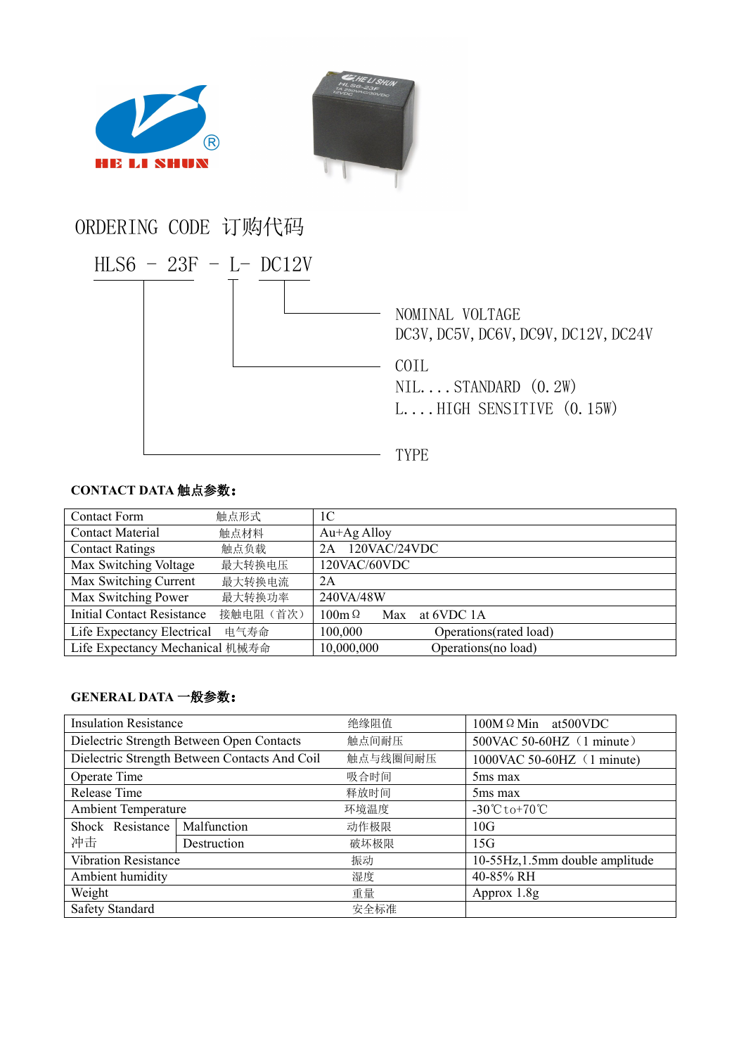HE LI SHUN

# ORDERING CODE 订购代码

HLS6 - 23F - L- DC12V

- NOMINAL VOLTAGE
  DC3V, DC5V, DC6V, DC9V, DC12V, DC24V
- COIL
  NIL....STANDARD (0.2W)
  L....HIGH SENSITIVE (0.15W)
- TYPE

## CONTACT DATA 触点参数：

| | | |
|---|---|---|
| Contact Form | 触点形式 | 1C |
| Contact Material | 触点材料 | Au+Ag Alloy |
| Contact Ratings | 触点负载 | 2A 120VAC/24VDC |
| Max Switching Voltage | 最大转换电压 | 120VAC/60VDC |
| Max Switching Current | 最大转换电流 | 2A |
| Max Switching Power | 最大转换功率 | 240VA/48W |
| Initial Contact Resistance | 接触电阻（首次） | 100mΩ Max at 6VDC 1A |
| Life Expectancy Electrical | 电气寿命 | 100,000 Operations(rated load) |
| Life Expectancy Mechanical | 机械寿命 | 10,000,000 Operations(no load) |

## GENERAL DATA 一般参数：

| | | | |
|---|---|---|---|
| Insulation Resistance | | 绝缘阻值 | 100MΩ Min at500VDC |
| Dielectric Strength Between Open Contacts | | 触点间耐压 | 500VAC 50-60HZ（1 minute） |
| Dielectric Strength Between Contacts And Coil | | 触点与线圈间耐压 | 1000VAC 50-60HZ（1 minute) |
| Operate Time | | 吸合时间 | 5ms max |
| Release Time | | 释放时间 | 5ms max |
| Ambient Temperature | | 环境温度 | -30℃to+70℃ |
| Shock Resistance 冲击 | Malfunction | 动作极限 | 10G |
| | Destruction | 破坏极限 | 15G |
| Vibration Resistance | | 振动 | 10-55Hz,1.5mm double amplitude |
| Ambient humidity | | 湿度 | 40-85% RH |
| Weight | | 重量 | Approx 1.8g |
| Safety Standard | | 安全标准 | |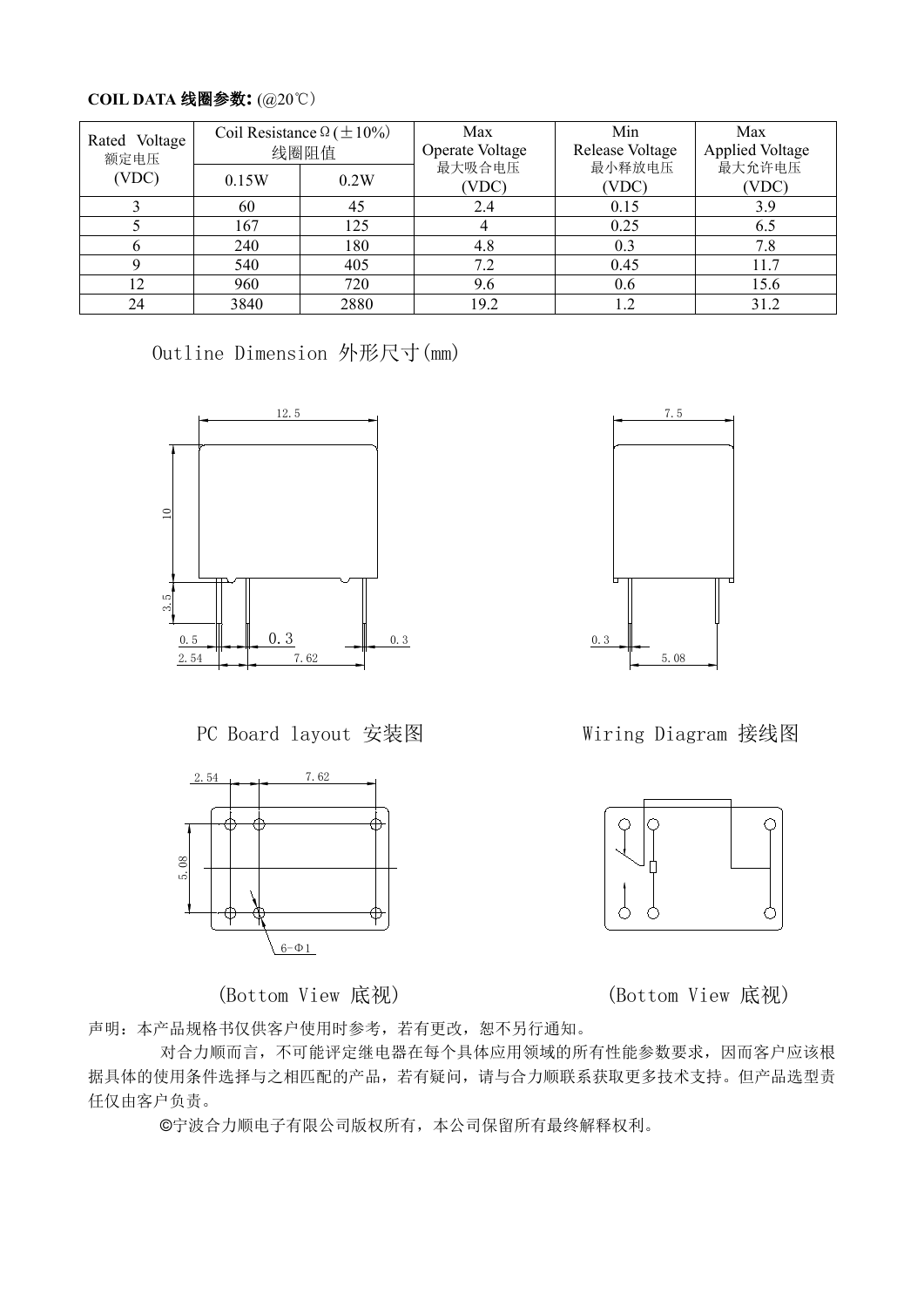**COIL DATA 线圈参数:** (@20℃)

| Rated Voltage 额定电压 (VDC) | Coil Resistance Ω (±10%) 线圈阻值 | | Max Operate Voltage 最大吸合电压 (VDC) | Min Release Voltage 最小释放电压 (VDC) | Max Applied Voltage 最大允许电压 (VDC) |
|---|---|---|---|---|---|
| | 0.15W | 0.2W | | | |
| 3 | 60 | 45 | 2.4 | 0.15 | 3.9 |
| 5 | 167 | 125 | 4 | 0.25 | 6.5 |
| 6 | 240 | 180 | 4.8 | 0.3 | 7.8 |
| 9 | 540 | 405 | 7.2 | 0.45 | 11.7 |
| 12 | 960 | 720 | 9.6 | 0.6 | 15.6 |
| 24 | 3840 | 2880 | 19.2 | 1.2 | 31.2 |

Outline Dimension 外形尺寸(mm)

12.5
10
3.5
0.5
0.3
0.3
2.54
7.62

7.5
0.3
5.08

PC Board layout 安装图

2.54
7.62
5.08
6-Φ1

(Bottom View 底视)

Wiring Diagram 接线图

(Bottom View 底视)

声明：本产品规格书仅供客户使用时参考，若有更改，恕不另行通知。

对合力顺而言，不可能评定继电器在每个具体应用领域的所有性能参数要求，因而客户应该根据具体的使用条件选择与之相匹配的产品，若有疑问，请与合力顺联系获取更多技术支持。但产品选型责任仅由客户负责。

©宁波合力顺电子有限公司版权所有，本公司保留所有最终解释权利。